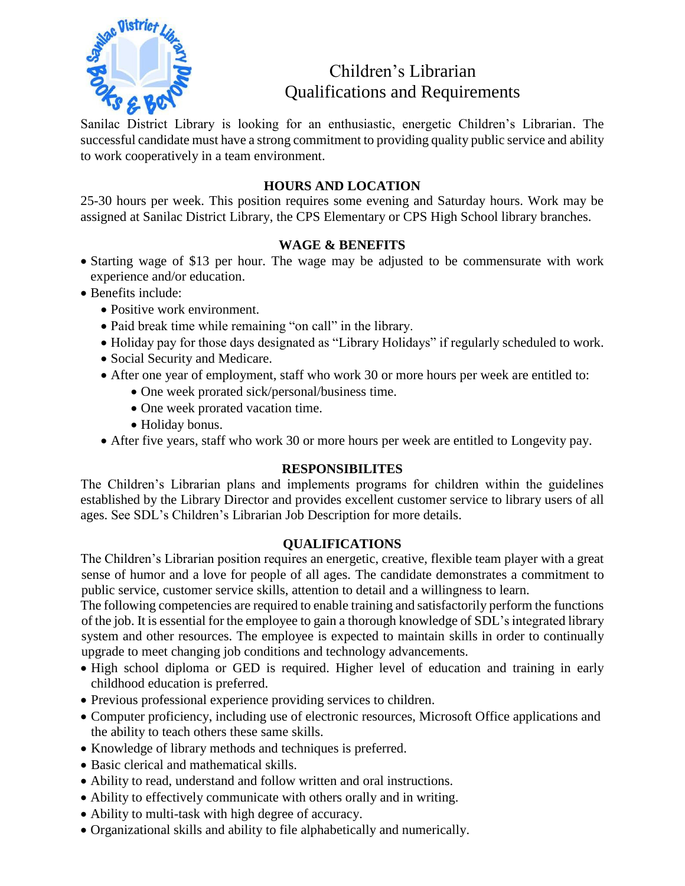# Children's Librarian
# Qualifications and Requirements

Sanilac District Library is looking for an enthusiastic, energetic Children's Librarian. The successful candidate must have a strong commitment to providing quality public service and ability to work cooperatively in a team environment.

## HOURS AND LOCATION

25-30 hours per week. This position requires some evening and Saturday hours. Work may be assigned at Sanilac District Library, the CPS Elementary or CPS High School library branches.

## WAGE & BENEFITS

- Starting wage of $13 per hour. The wage may be adjusted to be commensurate with work experience and/or education.
- Benefits include:
  - Positive work environment.
  - Paid break time while remaining "on call" in the library.
  - Holiday pay for those days designated as "Library Holidays" if regularly scheduled to work.
  - Social Security and Medicare.
  - After one year of employment, staff who work 30 or more hours per week are entitled to:
    - One week prorated sick/personal/business time.
    - One week prorated vacation time.
    - Holiday bonus.
  - After five years, staff who work 30 or more hours per week are entitled to Longevity pay.

## RESPONSIBILITES

The Children's Librarian plans and implements programs for children within the guidelines established by the Library Director and provides excellent customer service to library users of all ages. See SDL's Children's Librarian Job Description for more details.

## QUALIFICATIONS

The Children's Librarian position requires an energetic, creative, flexible team player with a great sense of humor and a love for people of all ages. The candidate demonstrates a commitment to public service, customer service skills, attention to detail and a willingness to learn.

The following competencies are required to enable training and satisfactorily perform the functions of the job. It is essential for the employee to gain a thorough knowledge of SDL's integrated library system and other resources. The employee is expected to maintain skills in order to continually upgrade to meet changing job conditions and technology advancements.

- High school diploma or GED is required. Higher level of education and training in early childhood education is preferred.
- Previous professional experience providing services to children.
- Computer proficiency, including use of electronic resources, Microsoft Office applications and the ability to teach others these same skills.
- Knowledge of library methods and techniques is preferred.
- Basic clerical and mathematical skills.
- Ability to read, understand and follow written and oral instructions.
- Ability to effectively communicate with others orally and in writing.
- Ability to multi-task with high degree of accuracy.
- Organizational skills and ability to file alphabetically and numerically.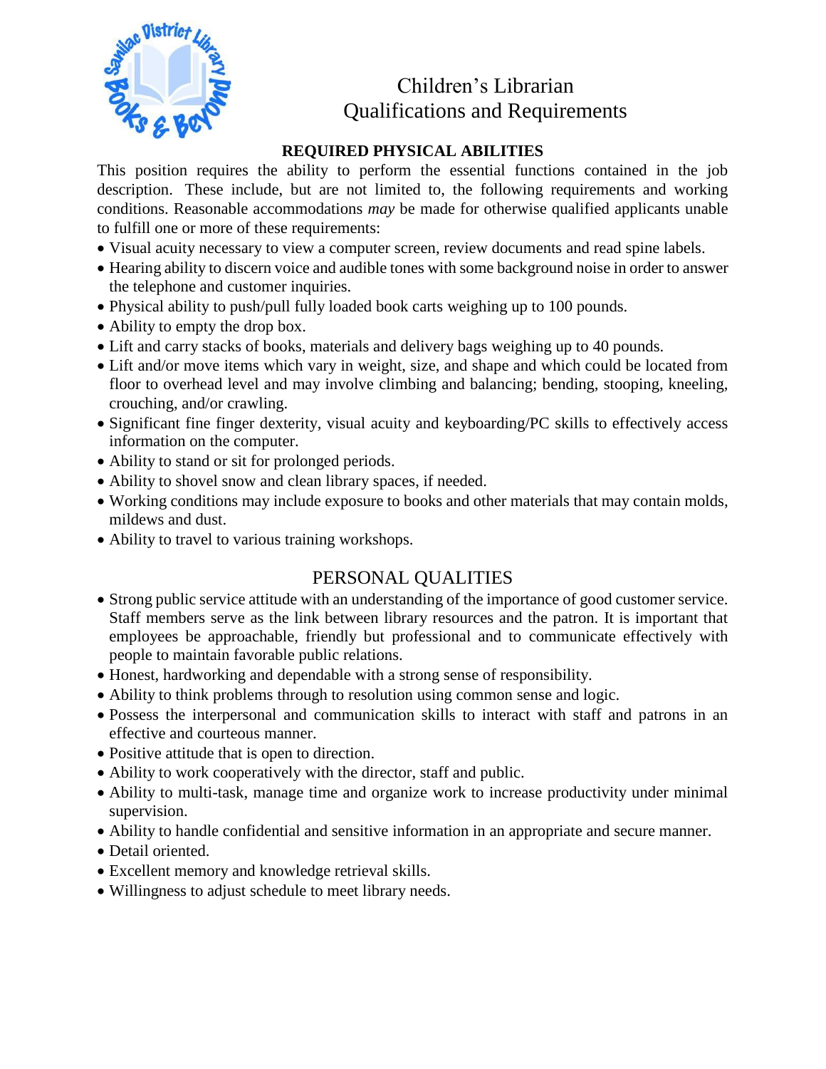# Children's Librarian
# Qualifications and Requirements

## REQUIRED PHYSICAL ABILITIES

This position requires the ability to perform the essential functions contained in the job description. These include, but are not limited to, the following requirements and working conditions. Reasonable accommodations *may* be made for otherwise qualified applicants unable to fulfill one or more of these requirements:

- Visual acuity necessary to view a computer screen, review documents and read spine labels.
- Hearing ability to discern voice and audible tones with some background noise in order to answer the telephone and customer inquiries.
- Physical ability to push/pull fully loaded book carts weighing up to 100 pounds.
- Ability to empty the drop box.
- Lift and carry stacks of books, materials and delivery bags weighing up to 40 pounds.
- Lift and/or move items which vary in weight, size, and shape and which could be located from floor to overhead level and may involve climbing and balancing; bending, stooping, kneeling, crouching, and/or crawling.
- Significant fine finger dexterity, visual acuity and keyboarding/PC skills to effectively access information on the computer.
- Ability to stand or sit for prolonged periods.
- Ability to shovel snow and clean library spaces, if needed.
- Working conditions may include exposure to books and other materials that may contain molds, mildews and dust.
- Ability to travel to various training workshops.

## PERSONAL QUALITIES

- Strong public service attitude with an understanding of the importance of good customer service. Staff members serve as the link between library resources and the patron. It is important that employees be approachable, friendly but professional and to communicate effectively with people to maintain favorable public relations.
- Honest, hardworking and dependable with a strong sense of responsibility.
- Ability to think problems through to resolution using common sense and logic.
- Possess the interpersonal and communication skills to interact with staff and patrons in an effective and courteous manner.
- Positive attitude that is open to direction.
- Ability to work cooperatively with the director, staff and public.
- Ability to multi-task, manage time and organize work to increase productivity under minimal supervision.
- Ability to handle confidential and sensitive information in an appropriate and secure manner.
- Detail oriented.
- Excellent memory and knowledge retrieval skills.
- Willingness to adjust schedule to meet library needs.